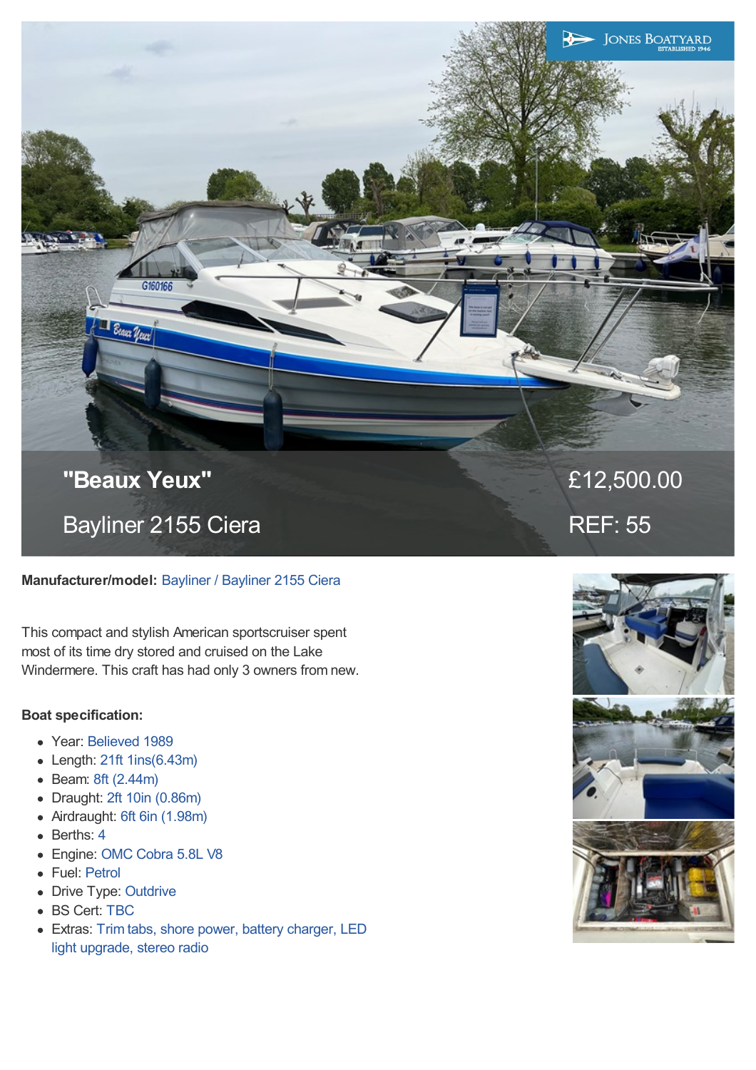# "Beaux Yeux"

## Bayliner 2155 Ciera

£12,500.00

REF: 55

**Manufacturer/model:** Bayliner / Bayliner 2155 Ciera

This compact and stylish American sportscruiser spent most of its time dry stored and cruised on the Lake Windermere. This craft has had only 3 owners from new.

**Boat specification:**

- Year: Believed 1989
- Length: 21ft 1ins(6.43m)
- Beam: 8ft (2.44m)
- Draught: 2ft 10in (0.86m)
- Airdraught: 6ft 6in (1.98m)
- Berths: 4
- Engine: OMC Cobra 5.8L V8
- Fuel: Petrol
- Drive Type: Outdrive
- BS Cert: TBC
- Extras: Trim tabs, shore power, battery charger, LED light upgrade, stereo radio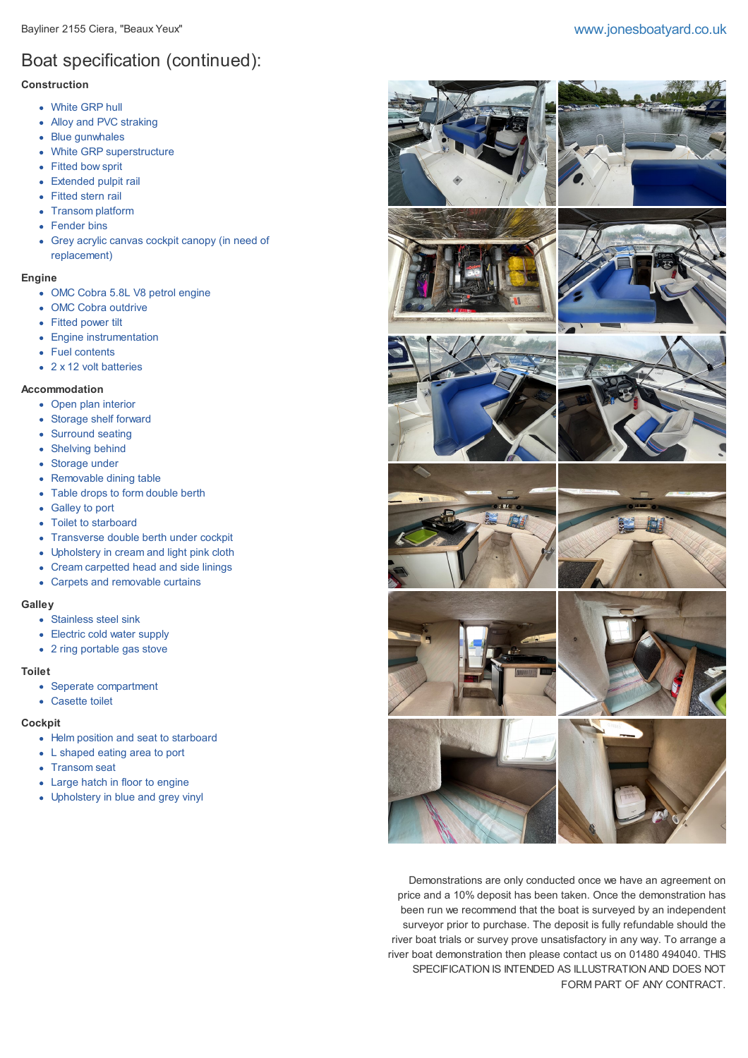# Boat specification (continued):

**Construction**

- White GRP hull
- Alloy and PVC straking
- Blue gunwhales
- White GRP superstructure
- Fitted bow sprit
- Extended pulpit rail
- Fitted stern rail
- Transom platform
- Fender bins
- Grey acrylic canvas cockpit canopy (in need of replacement)

**Engine**

- OMC Cobra 5.8L V8 petrol engine
- OMC Cobra outdrive
- Fitted power tilt
- Engine instrumentation
- Fuel contents
- 2 x 12 volt batteries

**Accommodation**

- Open plan interior
- Storage shelf forward
- Surround seating
- Shelving behind
- Storage under
- Removable dining table
- Table drops to form double berth
- Galley to port
- Toilet to starboard
- Transverse double berth under cockpit
- Upholstery in cream and light pink cloth
- Cream carpetted head and side linings
- Carpets and removable curtains

**Galley**

- Stainless steel sink
- Electric cold water supply
- 2 ring portable gas stove

**Toilet**

- Seperate compartment
- Casette toilet

**Cockpit**

- Helm position and seat to starboard
- L shaped eating area to port
- Transom seat
- Large hatch in floor to engine
- Upholstery in blue and grey vinyl

Demonstrations are only conducted once we have an agreement on price and a 10% deposit has been taken. Once the demonstration has been run we recommend that the boat is surveyed by an independent surveyor prior to purchase. The deposit is fully refundable should the river boat trials or survey prove unsatisfactory in any way. To arrange a river boat demonstration then please contact us on 01480 494040. THIS SPECIFICATION IS INTENDED AS ILLUSTRATION AND DOES NOT FORM PART OF ANY CONTRACT.